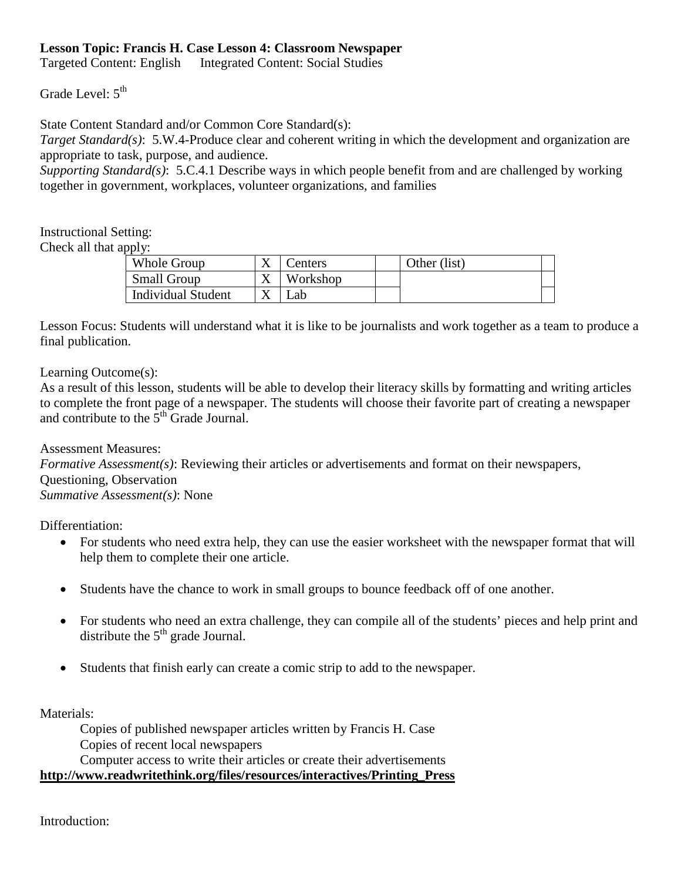**Lesson Topic: Francis H. Case Lesson 4: Classroom Newspaper**

Targeted Content: English Integrated Content: Social Studies

Grade Level: 5th

State Content Standard and/or Common Core Standard(s):

*Target Standard(s)*: 5.W.4-Produce clear and coherent writing in which the development and organization are appropriate to task, purpose, and audience.

*Supporting Standard(s)*: 5.C.4.1 Describe ways in which people benefit from and are challenged by working together in government, workplaces, volunteer organizations, and families

Instructional Setting:

Check all that apply:

| Whole Group | X | Centers | | Other (list) | |
|---|---|---|---|---|---|
| Small Group | X | Workshop | | | |
| Individual Student | X | Lab | | | |

Lesson Focus: Students will understand what it is like to be journalists and work together as a team to produce a final publication.

Learning Outcome(s):

As a result of this lesson, students will be able to develop their literacy skills by formatting and writing articles to complete the front page of a newspaper. The students will choose their favorite part of creating a newspaper and contribute to the 5th Grade Journal.

Assessment Measures:

*Formative Assessment(s)*: Reviewing their articles or advertisements and format on their newspapers, Questioning, Observation

*Summative Assessment(s)*: None

Differentiation:

- For students who need extra help, they can use the easier worksheet with the newspaper format that will help them to complete their one article.
- Students have the chance to work in small groups to bounce feedback off of one another.
- For students who need an extra challenge, they can compile all of the students' pieces and help print and distribute the 5th grade Journal.
- Students that finish early can create a comic strip to add to the newspaper.

Materials:

Copies of published newspaper articles written by Francis H. Case

Copies of recent local newspapers

Computer access to write their articles or create their advertisements

**http://www.readwritethink.org/files/resources/interactives/Printing_Press**

Introduction: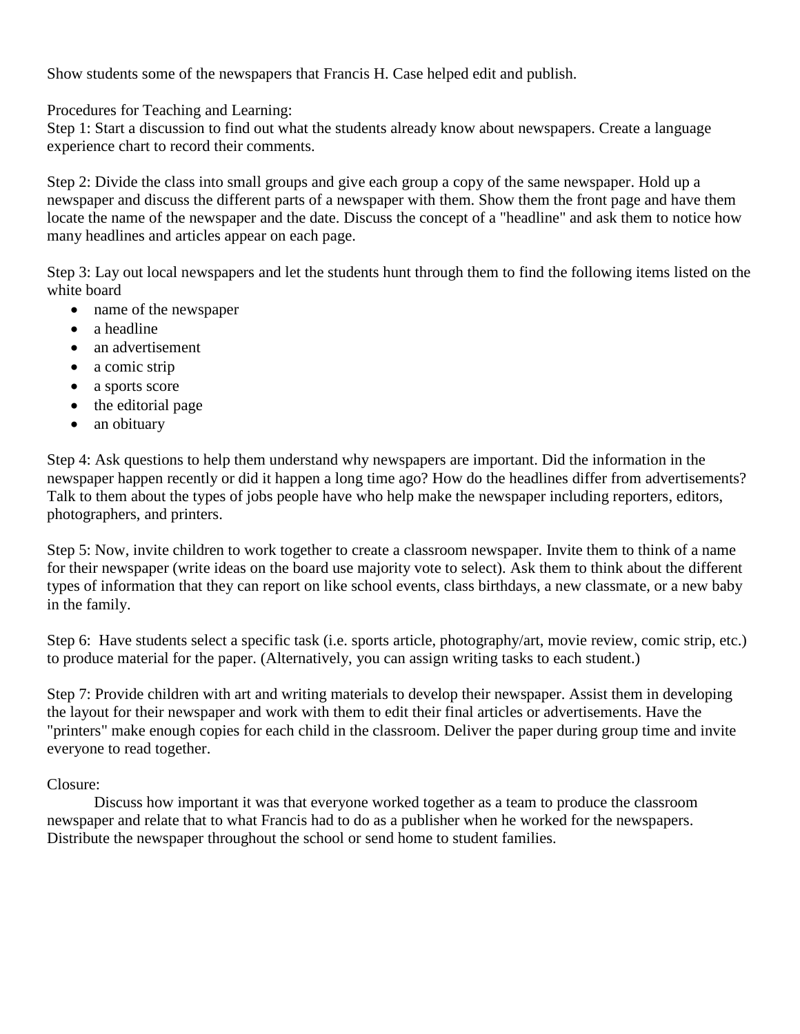Show students some of the newspapers that Francis H. Case helped edit and publish.

Procedures for Teaching and Learning:

Step 1: Start a discussion to find out what the students already know about newspapers. Create a language experience chart to record their comments.

Step 2: Divide the class into small groups and give each group a copy of the same newspaper. Hold up a newspaper and discuss the different parts of a newspaper with them. Show them the front page and have them locate the name of the newspaper and the date. Discuss the concept of a "headline" and ask them to notice how many headlines and articles appear on each page.

Step 3: Lay out local newspapers and let the students hunt through them to find the following items listed on the white board

- name of the newspaper
- a headline
- an advertisement
- a comic strip
- a sports score
- the editorial page
- an obituary

Step 4: Ask questions to help them understand why newspapers are important. Did the information in the newspaper happen recently or did it happen a long time ago? How do the headlines differ from advertisements? Talk to them about the types of jobs people have who help make the newspaper including reporters, editors, photographers, and printers.

Step 5: Now, invite children to work together to create a classroom newspaper. Invite them to think of a name for their newspaper (write ideas on the board use majority vote to select). Ask them to think about the different types of information that they can report on like school events, class birthdays, a new classmate, or a new baby in the family.

Step 6: Have students select a specific task (i.e. sports article, photography/art, movie review, comic strip, etc.) to produce material for the paper. (Alternatively, you can assign writing tasks to each student.)

Step 7: Provide children with art and writing materials to develop their newspaper. Assist them in developing the layout for their newspaper and work with them to edit their final articles or advertisements. Have the "printers" make enough copies for each child in the classroom. Deliver the paper during group time and invite everyone to read together.

Closure:

Discuss how important it was that everyone worked together as a team to produce the classroom newspaper and relate that to what Francis had to do as a publisher when he worked for the newspapers. Distribute the newspaper throughout the school or send home to student families.